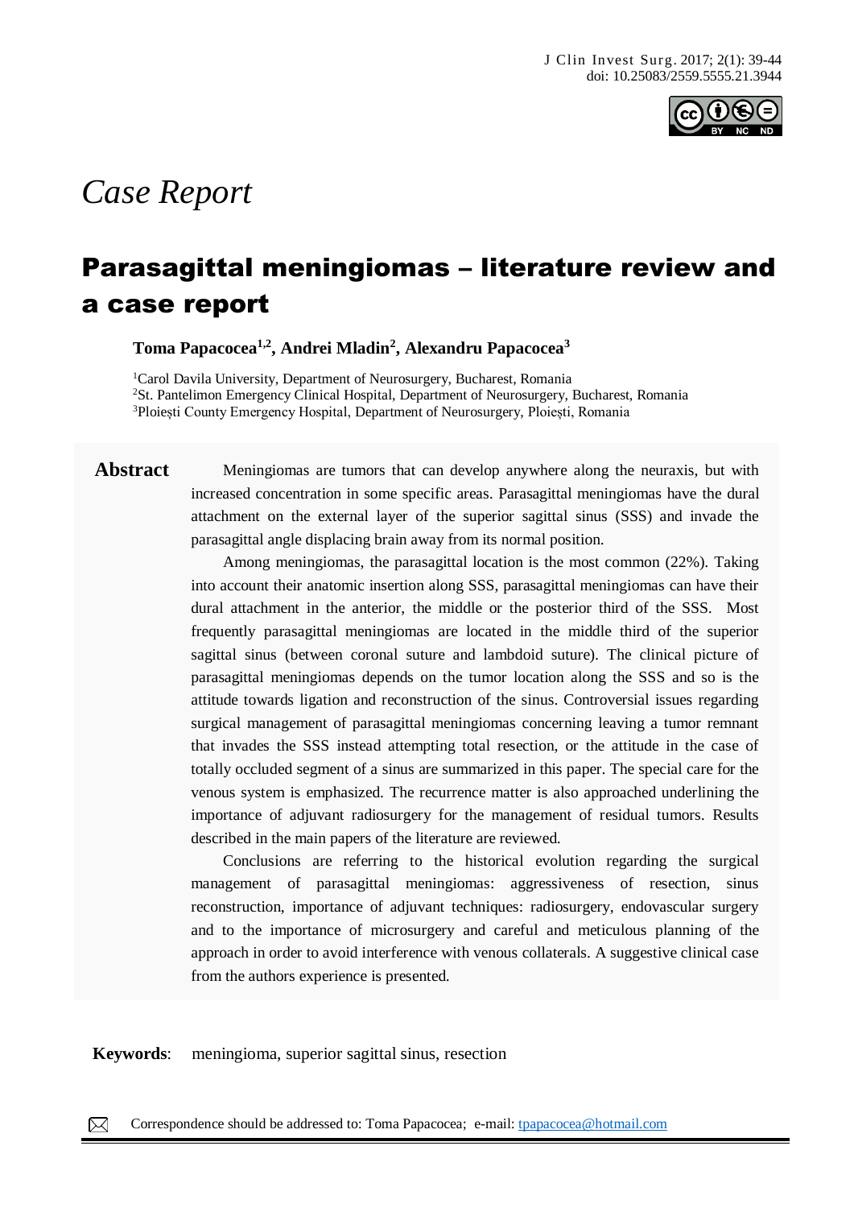*Case Report*

# Parasagittal meningiomas – literature review and a case report

**Toma Papacocea[1,2], Andrei Mladin[2], Alexandru Papacocea[3]**

[1]Carol Davila University, Department of Neurosurgery, Bucharest, Romania
[2]St. Pantelimon Emergency Clinical Hospital, Department of Neurosurgery, Bucharest, Romania
[3]Ploiești County Emergency Hospital, Department of Neurosurgery, Ploiești, Romania

**Abstract**

Meningiomas are tumors that can develop anywhere along the neuraxis, but with increased concentration in some specific areas. Parasagittal meningiomas have the dural attachment on the external layer of the superior sagittal sinus (SSS) and invade the parasagittal angle displacing brain away from its normal position.

Among meningiomas, the parasagittal location is the most common (22%). Taking into account their anatomic insertion along SSS, parasagittal meningiomas can have their dural attachment in the anterior, the middle or the posterior third of the SSS. Most frequently parasagittal meningiomas are located in the middle third of the superior sagittal sinus (between coronal suture and lambdoid suture). The clinical picture of parasagittal meningiomas depends on the tumor location along the SSS and so is the attitude towards ligation and reconstruction of the sinus. Controversial issues regarding surgical management of parasagittal meningiomas concerning leaving a tumor remnant that invades the SSS instead attempting total resection, or the attitude in the case of totally occluded segment of a sinus are summarized in this paper. The special care for the venous system is emphasized. The recurrence matter is also approached underlining the importance of adjuvant radiosurgery for the management of residual tumors. Results described in the main papers of the literature are reviewed.

Conclusions are referring to the historical evolution regarding the surgical management of parasagittal meningiomas: aggressiveness of resection, sinus reconstruction, importance of adjuvant techniques: radiosurgery, endovascular surgery and to the importance of microsurgery and careful and meticulous planning of the approach in order to avoid interference with venous collaterals. A suggestive clinical case from the authors experience is presented.

**Keywords**: meningioma, superior sagittal sinus, resection

Correspondence should be addressed to: Toma Papacocea; e-mail: tpapacocea@hotmail.com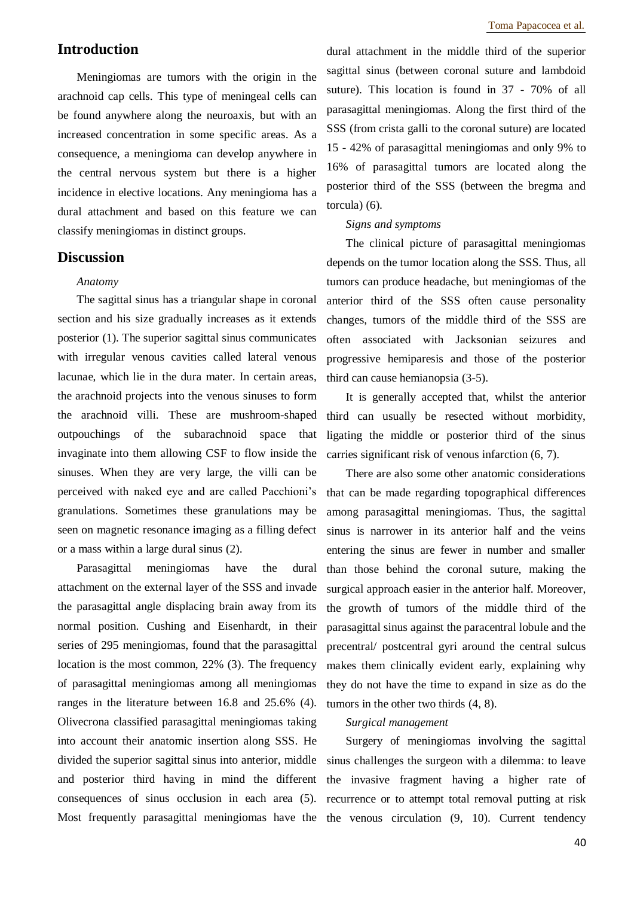## Introduction

Meningiomas are tumors with the origin in the arachnoid cap cells. This type of meningeal cells can be found anywhere along the neuroaxis, but with an increased concentration in some specific areas. As a consequence, a meningioma can develop anywhere in the central nervous system but there is a higher incidence in elective locations. Any meningioma has a dural attachment and based on this feature we can classify meningiomas in distinct groups.

## Discussion

*Anatomy*

The sagittal sinus has a triangular shape in coronal section and his size gradually increases as it extends posterior (1). The superior sagittal sinus communicates with irregular venous cavities called lateral venous lacunae, which lie in the dura mater. In certain areas, the arachnoid projects into the venous sinuses to form the arachnoid villi. These are mushroom-shaped outpouchings of the subarachnoid space that invaginate into them allowing CSF to flow inside the sinuses. When they are very large, the villi can be perceived with naked eye and are called Pacchioni's granulations. Sometimes these granulations may be seen on magnetic resonance imaging as a filling defect or a mass within a large dural sinus (2).

Parasagittal meningiomas have the dural attachment on the external layer of the SSS and invade the parasagittal angle displacing brain away from its normal position. Cushing and Eisenhardt, in their series of 295 meningiomas, found that the parasagittal location is the most common, 22% (3). The frequency of parasagittal meningiomas among all meningiomas ranges in the literature between 16.8 and 25.6% (4). Olivecrona classified parasagittal meningiomas taking into account their anatomic insertion along SSS. He divided the superior sagittal sinus into anterior, middle and posterior third having in mind the different consequences of sinus occlusion in each area (5). Most frequently parasagittal meningiomas have the dural attachment in the middle third of the superior sagittal sinus (between coronal suture and lambdoid suture). This location is found in 37 - 70% of all parasagittal meningiomas. Along the first third of the SSS (from crista galli to the coronal suture) are located 15 - 42% of parasagittal meningiomas and only 9% to 16% of parasagittal tumors are located along the posterior third of the SSS (between the bregma and torcula) (6).

*Signs and symptoms*

The clinical picture of parasagittal meningiomas depends on the tumor location along the SSS. Thus, all tumors can produce headache, but meningiomas of the anterior third of the SSS often cause personality changes, tumors of the middle third of the SSS are often associated with Jacksonian seizures and progressive hemiparesis and those of the posterior third can cause hemianopsia (3-5).

It is generally accepted that, whilst the anterior third can usually be resected without morbidity, ligating the middle or posterior third of the sinus carries significant risk of venous infarction (6, 7).

There are also some other anatomic considerations that can be made regarding topographical differences among parasagittal meningiomas. Thus, the sagittal sinus is narrower in its anterior half and the veins entering the sinus are fewer in number and smaller than those behind the coronal suture, making the surgical approach easier in the anterior half. Moreover, the growth of tumors of the middle third of the parasagittal sinus against the paracentral lobule and the precentral/ postcentral gyri around the central sulcus makes them clinically evident early, explaining why they do not have the time to expand in size as do the tumors in the other two thirds (4, 8).

*Surgical management*

Surgery of meningiomas involving the sagittal sinus challenges the surgeon with a dilemma: to leave the invasive fragment having a higher rate of recurrence or to attempt total removal putting at risk the venous circulation (9, 10). Current tendency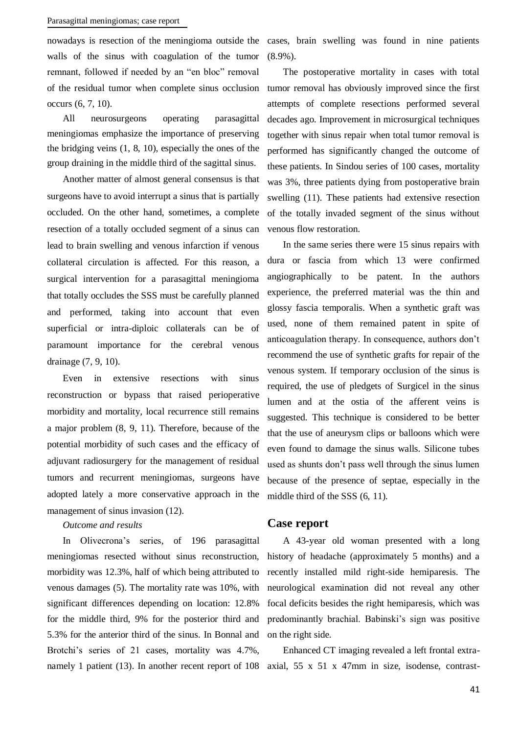nowadays is resection of the meningioma outside the walls of the sinus with coagulation of the tumor remnant, followed if needed by an "en bloc" removal of the residual tumor when complete sinus occlusion occurs (6, 7, 10).

All neurosurgeons operating parasagittal meningiomas emphasize the importance of preserving the bridging veins (1, 8, 10), especially the ones of the group draining in the middle third of the sagittal sinus.

Another matter of almost general consensus is that surgeons have to avoid interrupt a sinus that is partially occluded. On the other hand, sometimes, a complete resection of a totally occluded segment of a sinus can lead to brain swelling and venous infarction if venous collateral circulation is affected. For this reason, a surgical intervention for a parasagittal meningioma that totally occludes the SSS must be carefully planned and performed, taking into account that even superficial or intra-diploic collaterals can be of paramount importance for the cerebral venous drainage (7, 9, 10).

Even in extensive resections with sinus reconstruction or bypass that raised perioperative morbidity and mortality, local recurrence still remains a major problem (8, 9, 11). Therefore, because of the potential morbidity of such cases and the efficacy of adjuvant radiosurgery for the management of residual tumors and recurrent meningiomas, surgeons have adopted lately a more conservative approach in the management of sinus invasion (12).

*Outcome and results*

In Olivecrona's series, of 196 parasagittal meningiomas resected without sinus reconstruction, morbidity was 12.3%, half of which being attributed to venous damages (5). The mortality rate was 10%, with significant differences depending on location: 12.8% for the middle third, 9% for the posterior third and 5.3% for the anterior third of the sinus. In Bonnal and Brotchi's series of 21 cases, mortality was 4.7%, namely 1 patient (13). In another recent report of 108 cases, brain swelling was found in nine patients (8.9%).

The postoperative mortality in cases with total tumor removal has obviously improved since the first attempts of complete resections performed several decades ago. Improvement in microsurgical techniques together with sinus repair when total tumor removal is performed has significantly changed the outcome of these patients. In Sindou series of 100 cases, mortality was 3%, three patients dying from postoperative brain swelling (11). These patients had extensive resection of the totally invaded segment of the sinus without venous flow restoration.

In the same series there were 15 sinus repairs with dura or fascia from which 13 were confirmed angiographically to be patent. In the authors experience, the preferred material was the thin and glossy fascia temporalis. When a synthetic graft was used, none of them remained patent in spite of anticoagulation therapy. In consequence, authors don't recommend the use of synthetic grafts for repair of the venous system. If temporary occlusion of the sinus is required, the use of pledgets of Surgicel in the sinus lumen and at the ostia of the afferent veins is suggested. This technique is considered to be better that the use of aneurysm clips or balloons which were even found to damage the sinus walls. Silicone tubes used as shunts don't pass well through the sinus lumen because of the presence of septae, especially in the middle third of the SSS (6, 11).

## Case report

A 43-year old woman presented with a long history of headache (approximately 5 months) and a recently installed mild right-side hemiparesis. The neurological examination did not reveal any other focal deficits besides the right hemiparesis, which was predominantly brachial. Babinski's sign was positive on the right side.

Enhanced CT imaging revealed a left frontal extra-axial, 55 x 51 x 47mm in size, isodense, contrast-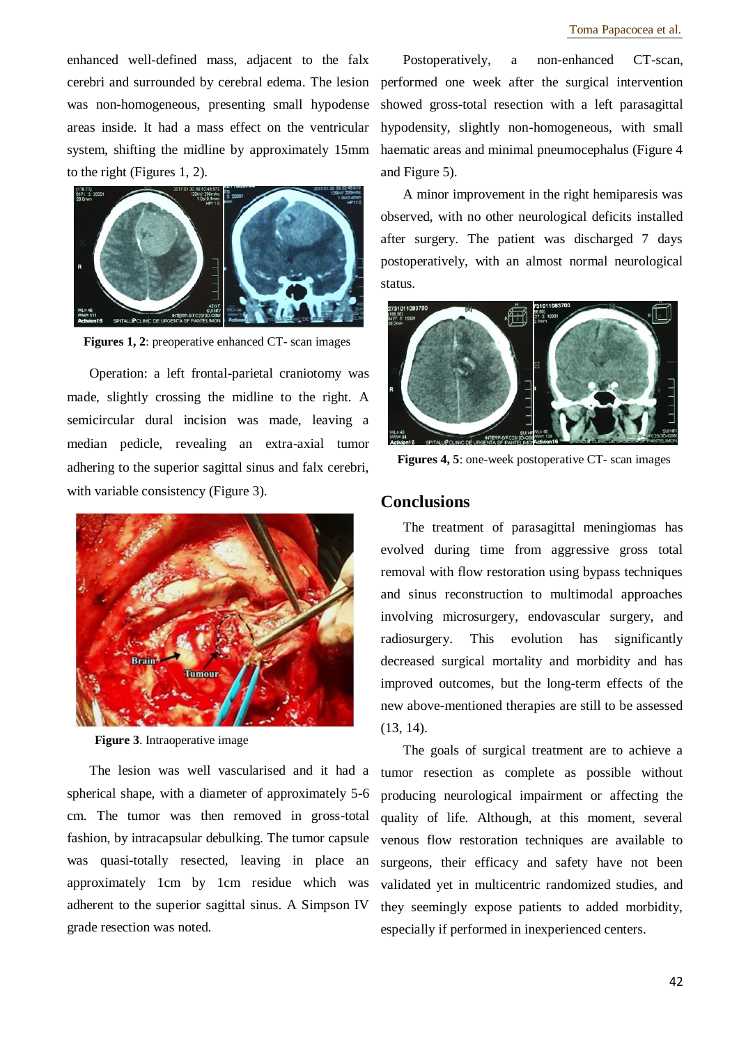enhanced well-defined mass, adjacent to the falx cerebri and surrounded by cerebral edema. The lesion was non-homogeneous, presenting small hypodense areas inside. It had a mass effect on the ventricular system, shifting the midline by approximately 15mm to the right (Figures 1, 2).

**Figures 1, 2**: preoperative enhanced CT- scan images

Operation: a left frontal-parietal craniotomy was made, slightly crossing the midline to the right. A semicircular dural incision was made, leaving a median pedicle, revealing an extra-axial tumor adhering to the superior sagittal sinus and falx cerebri, with variable consistency (Figure 3).

**Figure 3**. Intraoperative image

The lesion was well vascularised and it had a spherical shape, with a diameter of approximately 5-6 cm. The tumor was then removed in gross-total fashion, by intracapsular debulking. The tumor capsule was quasi-totally resected, leaving in place an approximately 1cm by 1cm residue which was adherent to the superior sagittal sinus. A Simpson IV grade resection was noted.

Postoperatively, a non-enhanced CT-scan, performed one week after the surgical intervention showed gross-total resection with a left parasagittal hypodensity, slightly non-homogeneous, with small haematic areas and minimal pneumocephalus (Figure 4 and Figure 5).

A minor improvement in the right hemiparesis was observed, with no other neurological deficits installed after surgery. The patient was discharged 7 days postoperatively, with an almost normal neurological status.

**Figures 4, 5**: one-week postoperative CT- scan images

## Conclusions

The treatment of parasagittal meningiomas has evolved during time from aggressive gross total removal with flow restoration using bypass techniques and sinus reconstruction to multimodal approaches involving microsurgery, endovascular surgery, and radiosurgery. This evolution has significantly decreased surgical mortality and morbidity and has improved outcomes, but the long-term effects of the new above-mentioned therapies are still to be assessed (13, 14).

The goals of surgical treatment are to achieve a tumor resection as complete as possible without producing neurological impairment or affecting the quality of life. Although, at this moment, several venous flow restoration techniques are available to surgeons, their efficacy and safety have not been validated yet in multicentric randomized studies, and they seemingly expose patients to added morbidity, especially if performed in inexperienced centers.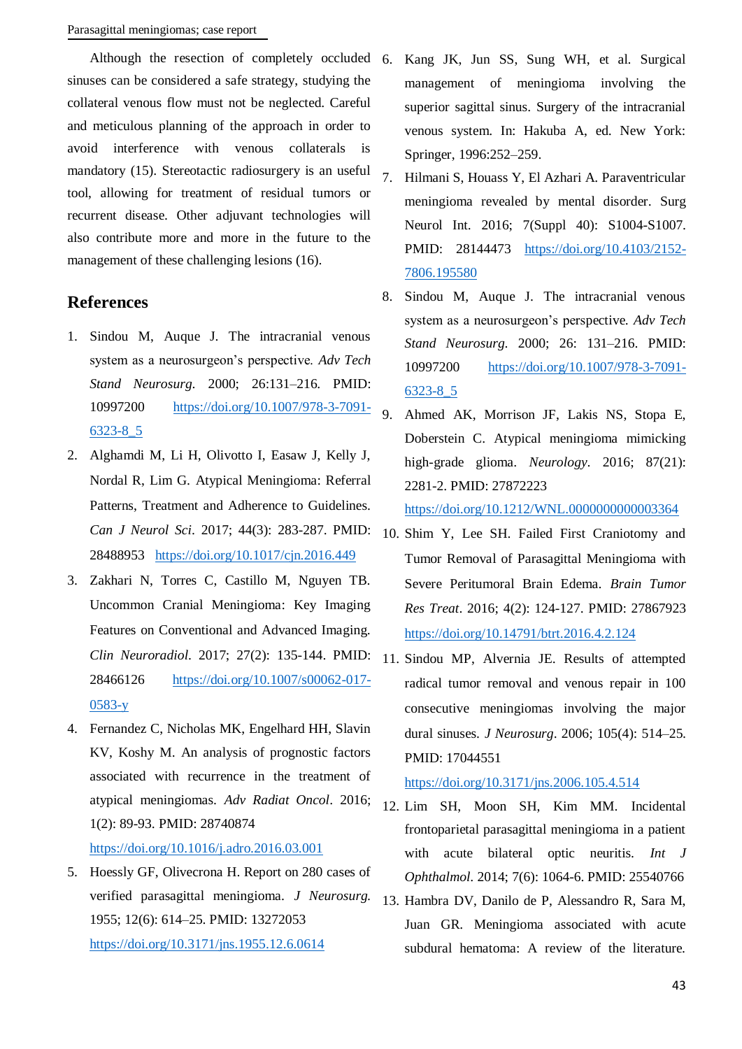Although the resection of completely occluded sinuses can be considered a safe strategy, studying the collateral venous flow must not be neglected. Careful and meticulous planning of the approach in order to avoid interference with venous collaterals is mandatory (15). Stereotactic radiosurgery is an useful tool, allowing for treatment of residual tumors or recurrent disease. Other adjuvant technologies will also contribute more and more in the future to the management of these challenging lesions (16).

## References

1. Sindou M, Auque J. The intracranial venous system as a neurosurgeon's perspective. *Adv Tech Stand Neurosurg*. 2000; 26:131–216. PMID: 10997200 https://doi.org/10.1007/978-3-7091-6323-8_5
2. Alghamdi M, Li H, Olivotto I, Easaw J, Kelly J, Nordal R, Lim G. Atypical Meningioma: Referral Patterns, Treatment and Adherence to Guidelines. *Can J Neurol Sci*. 2017; 44(3): 283-287. PMID: 28488953 https://doi.org/10.1017/cjn.2016.449
3. Zakhari N, Torres C, Castillo M, Nguyen TB. Uncommon Cranial Meningioma: Key Imaging Features on Conventional and Advanced Imaging. *Clin Neuroradiol*. 2017; 27(2): 135-144. PMID: 28466126 https://doi.org/10.1007/s00062-017-0583-y
4. Fernandez C, Nicholas MK, Engelhard HH, Slavin KV, Koshy M. An analysis of prognostic factors associated with recurrence in the treatment of atypical meningiomas. *Adv Radiat Oncol*. 2016; 1(2): 89-93. PMID: 28740874 https://doi.org/10.1016/j.adro.2016.03.001
5. Hoessly GF, Olivecrona H. Report on 280 cases of verified parasagittal meningioma. *J Neurosurg*. 1955; 12(6): 614–25. PMID: 13272053 https://doi.org/10.3171/jns.1955.12.6.0614
6. Kang JK, Jun SS, Sung WH, et al. Surgical management of meningioma involving the superior sagittal sinus. Surgery of the intracranial venous system. In: Hakuba A, ed. New York: Springer, 1996:252–259.
7. Hilmani S, Houass Y, El Azhari A. Paraventricular meningioma revealed by mental disorder. Surg Neurol Int. 2016; 7(Suppl 40): S1004-S1007. PMID: 28144473 https://doi.org/10.4103/2152-7806.195580
8. Sindou M, Auque J. The intracranial venous system as a neurosurgeon's perspective. *Adv Tech Stand Neurosurg*. 2000; 26: 131–216. PMID: 10997200 https://doi.org/10.1007/978-3-7091-6323-8_5
9. Ahmed AK, Morrison JF, Lakis NS, Stopa E, Doberstein C. Atypical meningioma mimicking high-grade glioma. *Neurology*. 2016; 87(21): 2281-2. PMID: 27872223 https://doi.org/10.1212/WNL.0000000000003364
10. Shim Y, Lee SH. Failed First Craniotomy and Tumor Removal of Parasagittal Meningioma with Severe Peritumoral Brain Edema. *Brain Tumor Res Treat*. 2016; 4(2): 124-127. PMID: 27867923 https://doi.org/10.14791/btrt.2016.4.2.124
11. Sindou MP, Alvernia JE. Results of attempted radical tumor removal and venous repair in 100 consecutive meningiomas involving the major dural sinuses. *J Neurosurg*. 2006; 105(4): 514–25. PMID: 17044551 https://doi.org/10.3171/jns.2006.105.4.514
12. Lim SH, Moon SH, Kim MM. Incidental frontoparietal parasagittal meningioma in a patient with acute bilateral optic neuritis. *Int J Ophthalmol*. 2014; 7(6): 1064-6. PMID: 25540766
13. Hambra DV, Danilo de P, Alessandro R, Sara M, Juan GR. Meningioma associated with acute subdural hematoma: A review of the literature.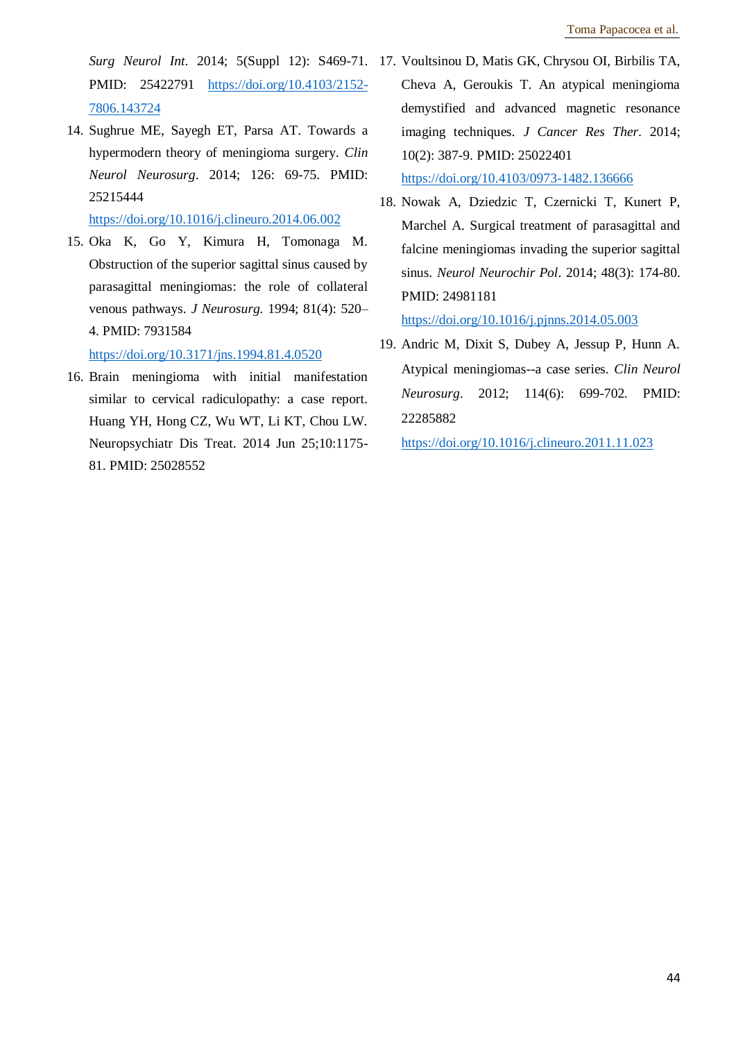*Surg Neurol Int*. 2014; 5(Suppl 12): S469-71. PMID: 25422791 https://doi.org/10.4103/2152-7806.143724

14. Sughrue ME, Sayegh ET, Parsa AT. Towards a hypermodern theory of meningioma surgery. *Clin Neurol Neurosurg*. 2014; 126: 69-75. PMID: 25215444 https://doi.org/10.1016/j.clineuro.2014.06.002
15. Oka K, Go Y, Kimura H, Tomonaga M. Obstruction of the superior sagittal sinus caused by parasagittal meningiomas: the role of collateral venous pathways. *J Neurosurg.* 1994; 81(4): 520–4. PMID: 7931584 https://doi.org/10.3171/jns.1994.81.4.0520
16. Brain meningioma with initial manifestation similar to cervical radiculopathy: a case report. Huang YH, Hong CZ, Wu WT, Li KT, Chou LW. Neuropsychiatr Dis Treat. 2014 Jun 25;10:1175-81. PMID: 25028552
17. Voultsinou D, Matis GK, Chrysou OI, Birbilis TA, Cheva A, Geroukis T. An atypical meningioma demystified and advanced magnetic resonance imaging techniques. *J Cancer Res Ther*. 2014; 10(2): 387-9. PMID: 25022401 https://doi.org/10.4103/0973-1482.136666
18. Nowak A, Dziedzic T, Czernicki T, Kunert P, Marchel A. Surgical treatment of parasagittal and falcine meningiomas invading the superior sagittal sinus. *Neurol Neurochir Pol*. 2014; 48(3): 174-80. PMID: 24981181 https://doi.org/10.1016/j.pjnns.2014.05.003
19. Andric M, Dixit S, Dubey A, Jessup P, Hunn A. Atypical meningiomas--a case series. *Clin Neurol Neurosurg*. 2012; 114(6): 699-702. PMID: 22285882 https://doi.org/10.1016/j.clineuro.2011.11.023